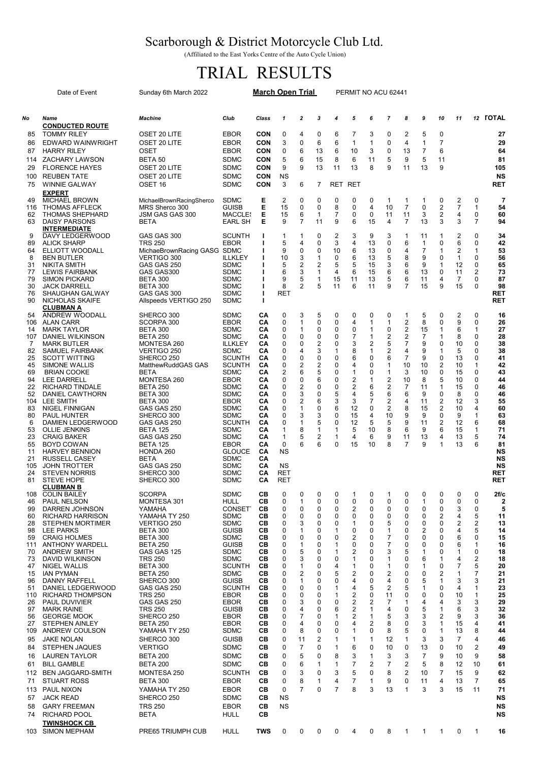# Scarborough & District Motorcycle Club Ltd.

(Affiliated to the East Yorks Centre of the Auto Cycle Union)

# TRIAL RESULTS

Date of Event: Sunday 6th March 2022 — **March Open Trial** — PERMIT NO ACU 62441

| No | Name | Machine | Club | Class | 1 | 2 | 3 | 4 | 5 | 6 | 7 | 8 | 9 | 10 | 11 | 12 | TOTAL |
|---|---|---|---|---|---|---|---|---|---|---|---|---|---|---|---|---|---|
| | **CONDUCTED ROUTE** | | | | | | | | | | | | | | | | |
| 85 | TOMMY RILEY | OSET 20 LITE | EBOR | CON | 0 | 4 | 0 | 6 | 7 | 3 | 0 | 2 | 5 | 0 | | | 27 |
| 86 | EDWARD WAINWRIGHT | OSET 20 LITE | EBOR | CON | 3 | 0 | 6 | 6 | 1 | 1 | 0 | 4 | 1 | 7 | | | 29 |
| 87 | HARRY RILEY | OSET | EBOR | CON | 0 | 6 | 13 | 6 | 10 | 3 | 0 | 13 | 7 | 6 | | | 64 |
| 114 | ZACHARY LAWSON | BETA 50 | SDMC | CON | 5 | 6 | 15 | 8 | 6 | 11 | 5 | 9 | 5 | 11 | | | 81 |
| 29 | FLORENCE HAYES | OSET 20 LITE | SDMC | CON | 9 | 9 | 13 | 11 | 13 | 8 | 9 | 11 | 13 | 9 | | | 105 |
| 100 | REUBEN TATE | OSET 20 LITE | SDMC | CON | NS | | | | | | | | | | | | NS |
| 75 | WINNIE GALWAY | OSET 16 | SDMC | CON | 3 | 6 | 7 | RET | RET | | | | | | | | RET |
| | **EXPERT** | | | | | | | | | | | | | | | | |
| 49 | MICHAEL BROWN | MichaelBrownRacingSherco | SDMC | E | 2 | 0 | 0 | 0 | 0 | 0 | 1 | 1 | 1 | 0 | 2 | 0 | 7 |
| 116 | THOMAS AFFLECK | MRS Sherco 300 | GUISB | E | 15 | 0 | 0 | 8 | 0 | 4 | 10 | 7 | 0 | 2 | 7 | 1 | 54 |
| 62 | THOMAS SHEPHARD | JSM GAS GAS 300 | MACCLES | E | 15 | 6 | 1 | 7 | 0 | 0 | 11 | 11 | 3 | 2 | 4 | 0 | 60 |
| 63 | DAISY PARSONS | BETA | EARL SH | E | 9 | 7 | 11 | 9 | 6 | 15 | 4 | 7 | 13 | 3 | 3 | 7 | 94 |
| | **INTERMEDIATE** | | | | | | | | | | | | | | | | |
| 9 | DAVY LEDGERWOOD | GAS GAS 300 | SCUNTH | I | 1 | 1 | 0 | 2 | 3 | 9 | 3 | 1 | 11 | 1 | 2 | 0 | 34 |
| 89 | ALICK SHARP | TRS 250 | EBOR | I | 5 | 4 | 0 | 3 | 4 | 13 | 0 | 6 | 1 | 0 | 6 | 0 | 42 |
| 64 | ELLIOTT WOODALL | MichaeBrownRacing GASG | SDMC | I | 9 | 0 | 0 | 10 | 6 | 13 | 0 | 4 | 7 | 1 | 2 | 1 | 53 |
| 8 | BEN BUTLER | VERTIGO 300 | ILLKLEY | I | 10 | 3 | 1 | 0 | 6 | 13 | 5 | 8 | 9 | 0 | 1 | 0 | 56 |
| 31 | NIKITA SMITH | GAS GAS 250 | SDMC | I | 5 | 2 | 2 | 5 | 5 | 15 | 3 | 6 | 9 | 1 | 12 | 0 | 65 |
| 77 | LEWIS FAIRBANK | GAS GAS300 | SDMC | I | 6 | 3 | 1 | 4 | 6 | 15 | 6 | 6 | 13 | 0 | 11 | 2 | 73 |
| 79 | SIMON PICKARD | BETA 300 | SDMC | I | 9 | 5 | 1 | 15 | 11 | 13 | 5 | 6 | 11 | 4 | 7 | 0 | 87 |
| 30 | JACK DARRELL | BETA 300 | SDMC | I | 8 | 2 | 5 | 11 | 6 | 11 | 9 | 7 | 15 | 9 | 15 | 0 | 98 |
| 76 | SHAUGHAN GALWAY | GAS GAS 300 | SDMC | I | RET | | | | | | | | | | | | RET |
| 90 | NICHOLAS SKAIFE | Allspeeds VERTIGO 250 | SDMC | I | | | | | | | | | | | | | RET |
| | **CLUBMAN A** | | | | | | | | | | | | | | | | |
| 54 | ANDREW WOODALL | SHERCO 300 | SDMC | CA | 0 | 3 | 5 | 0 | 0 | 0 | 0 | 1 | 5 | 0 | 2 | 0 | 16 |
| 106 | ALAN CARR | SCORPA 300 | EBOR | CA | 0 | 1 | 0 | 0 | 4 | 1 | 1 | 2 | 8 | 0 | 9 | 0 | 26 |
| 14 | MARK TAYLOR | BETA 300 | SDMC | CA | 0 | 1 | 0 | 0 | 0 | 1 | 0 | 2 | 15 | 1 | 6 | 1 | 27 |
| 107 | DANIEL WILKINSON | BETA 250 | SDMC | CA | 0 | 0 | 0 | 0 | 7 | 1 | 2 | 2 | 7 | 1 | 8 | 0 | 28 |
| 7 | MARK BUTLER | MONTESA 260 | ILLKLEY | CA | 0 | 0 | 2 | 0 | 3 | 2 | 5 | 7 | 9 | 0 | 10 | 0 | 38 |
| 82 | SAMUEL FAIRBANK | VERTIGO 250 | SDMC | CA | 0 | 4 | 3 | 1 | 8 | 1 | 2 | 4 | 9 | 1 | 5 | 0 | 38 |
| 25 | SCOTT WITTING | SHERCO 250 | SCUNTH | CA | 0 | 0 | 0 | 0 | 6 | 0 | 6 | 7 | 9 | 0 | 13 | 0 | 41 |
| 45 | SIMONE WALLIS | MatthewRuddGAS GAS | SCUNTH | CA | 0 | 2 | 2 | 0 | 4 | 0 | 1 | 10 | 10 | 2 | 10 | 1 | 42 |
| 69 | BRIAN COOKE | BETA | SDMC | CA | 2 | 6 | 5 | 0 | 1 | 0 | 1 | 3 | 10 | 0 | 15 | 0 | 43 |
| 94 | LEE DARRELL | MONTESA 260 | EBOR | CA | 0 | 0 | 6 | 0 | 2 | 1 | 2 | 10 | 8 | 5 | 10 | 0 | 44 |
| 22 | RICHARD TINDALE | BETA 250 | SDMC | CA | 0 | 2 | 0 | 0 | 2 | 6 | 2 | 7 | 11 | 1 | 15 | 0 | 46 |
| 52 | DANIEL CAWTHORN | BETA 300 | SDMC | CA | 0 | 3 | 0 | 5 | 4 | 5 | 6 | 6 | 9 | 0 | 8 | 0 | 46 |
| 104 | LEE SMITH | BETA 300 | EBOR | CA | 0 | 2 | 6 | 3 | 3 | 7 | 2 | 4 | 11 | 2 | 12 | 3 | 55 |
| 83 | NIGEL FINNIGAN | GAS GAS 250 | SDMC | CA | 0 | 1 | 0 | 6 | 12 | 0 | 2 | 8 | 15 | 2 | 10 | 4 | 60 |
| 80 | PAUL HUNTER | SHERCO 300 | SDMC | CA | 0 | 3 | 3 | 0 | 15 | 4 | 10 | 9 | 9 | 0 | 9 | 1 | 63 |
| 6 | DAMIEN LEDGERWOOD | GAS GAS 250 | SCUNTH | CA | 0 | 1 | 5 | 0 | 12 | 5 | 5 | 9 | 11 | 2 | 12 | 6 | 68 |
| 53 | OLLIE JENKINS | BETA 125 | SDMC | CA | 1 | 8 | 1 | 1 | 5 | 10 | 8 | 6 | 9 | 6 | 15 | 1 | 71 |
| 23 | CRAIG BAKER | GAS GAS 250 | SDMC | CA | 1 | 5 | 2 | 1 | 4 | 6 | 9 | 11 | 13 | 4 | 13 | 5 | 74 |
| 55 | BOYD COWAN | BETA 125 | EBOR | CA | 0 | 6 | 6 | 0 | 15 | 10 | 8 | 7 | 9 | 1 | 13 | 6 | 81 |
| 11 | HARVEY BENNION | HONDA 260 | GLOUCE | CA | NS | | | | | | | | | | | | NS |
| 21 | RUSSELL CASEY | BETA | SDMC | CA | | | | | | | | | | | | | NS |
| 105 | JOHN TROTTER | GAS GAS 250 | SDMC | CA | NS | | | | | | | | | | | | NS |
| 24 | STEVEN NORRIS | SHERCO 300 | SDMC | CA | RET | | | | | | | | | | | | RET |
| 81 | STEVE HOPE | SHERCO 300 | SDMC | CA | RET | | | | | | | | | | | | RET |
| | **CLUBMAN B** | | | | | | | | | | | | | | | | |
| 108 | COLIN BAILEY | SCORPA | SDMC | CB | 0 | 0 | 0 | 0 | 1 | 0 | 1 | 0 | 0 | 0 | 0 | 0 | 2f/c |
| 46 | PAUL NELSON | MONTESA 301 | HULL | CB | 0 | 1 | 0 | 0 | 0 | 0 | 0 | 0 | 1 | 0 | 0 | 0 | 2 |
| 99 | DARREN JOHNSON | YAMAHA | CONSETT | CB | 0 | 0 | 0 | 0 | 2 | 0 | 0 | 0 | 0 | 0 | 3 | 0 | 5 |
| 60 | RICHARD HARRISON | YAMAHA TY 250 | SDMC | CB | 0 | 0 | 0 | 0 | 0 | 0 | 0 | 0 | 0 | 2 | 4 | 5 | 11 |
| 28 | STEPHEN MORTIMER | VERTIGO 250 | SDMC | CB | 0 | 3 | 0 | 0 | 1 | 0 | 5 | 0 | 0 | 0 | 2 | 2 | 13 |
| 98 | LEE PARKS | BETA 300 | GUISB | CB | 0 | 1 | 0 | 1 | 0 | 0 | 1 | 0 | 2 | 0 | 4 | 5 | 14 |
| 59 | CRAIG HOLMES | BETA 300 | SDMC | CB | 0 | 0 | 0 | 0 | 2 | 0 | 7 | 0 | 0 | 0 | 6 | 0 | 15 |
| 111 | ANTHONY WARDELL | BETA 250 | GUISB | CB | 0 | 1 | 0 | 1 | 0 | 0 | 7 | 0 | 0 | 0 | 6 | 1 | 16 |
| 70 | ANDREW SMITH | GAS GAS 125 | SDMC | CB | 0 | 5 | 0 | 1 | 2 | 0 | 3 | 5 | 1 | 0 | 1 | 0 | 18 |
| 73 | DAVID WILKINSON | TRS 250 | SDMC | CB | 0 | 3 | 0 | 0 | 1 | 0 | 1 | 0 | 6 | 1 | 4 | 2 | 18 |
| 47 | NIGEL WALLIS | BETA 300 | SCUNTH | CB | 0 | 1 | 0 | 4 | 1 | 0 | 1 | 0 | 1 | 0 | 7 | 5 | 20 |
| 15 | IAN PYMAN | BETA 250 | SDMC | CB | 0 | 2 | 0 | 5 | 2 | 0 | 2 | 0 | 0 | 2 | 1 | 7 | 21 |
| 96 | DANNY RAFFELL | SHERCO 300 | GUISB | CB | 0 | 1 | 0 | 0 | 4 | 0 | 4 | 0 | 5 | 1 | 3 | 3 | 21 |
| 51 | DANIEL LEDGERWOOD | GAS GAS 250 | SCUNTH | CB | 0 | 0 | 0 | 1 | 4 | 5 | 2 | 5 | 1 | 0 | 4 | 1 | 23 |
| 110 | RICHARD THOMPSON | TRS 250 | EBOR | CB | 0 | 0 | 0 | 1 | 2 | 0 | 11 | 0 | 0 | 0 | 10 | 1 | 25 |
| 26 | PAUL DUVIVIER | GAS GAS 250 | EBOR | CB | 0 | 3 | 0 | 0 | 2 | 2 | 7 | 1 | 4 | 4 | 3 | 3 | 29 |
| 97 | MARK RAINE | TRS 250 | GUISB | CB | 0 | 4 | 0 | 6 | 2 | 1 | 4 | 0 | 5 | 1 | 6 | 3 | 32 |
| 56 | GEORGE MOOK | SHERCO 250 | EBOR | CB | 0 | 7 | 0 | 1 | 2 | 1 | 5 | 3 | 3 | 2 | 9 | 3 | 36 |
| 27 | STEPHEN AINLEY | BETA 250 | EBOR | CB | 0 | 4 | 0 | 0 | 4 | 2 | 8 | 0 | 3 | 1 | 15 | 4 | 41 |
| 109 | ANDREW COULSON | YAMAHA TY 250 | SDMC | CB | 0 | 8 | 0 | 0 | 1 | 0 | 8 | 5 | 0 | 1 | 13 | 8 | 44 |
| 95 | JAKE NOLAN | SHERCO 300 | GUISB | CB | 0 | 11 | 2 | 1 | 1 | 1 | 12 | 1 | 3 | 3 | 7 | 4 | 46 |
| 84 | STEPHEN JAQUES | VERTIGO | SDMC | CB | 0 | 7 | 0 | 1 | 6 | 0 | 10 | 0 | 13 | 0 | 10 | 2 | 49 |
| 16 | LAUREN TAYLOR | BETA 200 | SDMC | CB | 0 | 5 | 0 | 8 | 3 | 1 | 3 | 3 | 7 | 9 | 10 | 9 | 58 |
| 61 | BILL GAMBLE | BETA 200 | SDMC | CB | 0 | 6 | 1 | 1 | 7 | 2 | 7 | 2 | 5 | 8 | 12 | 10 | 61 |
| 112 | BEN JAGGARD-SMITH | MONTESA 250 | SCUNTH | CB | 0 | 3 | 0 | 3 | 5 | 0 | 8 | 2 | 10 | 7 | 15 | 9 | 62 |
| 71 | STUART ROSS | BETA 300 | EBOR | CB | 0 | 8 | 1 | 4 | 7 | 1 | 9 | 0 | 11 | 4 | 13 | 7 | 65 |
| 113 | PAUL NIXON | YAMAHA TY 250 | EBOR | CB | 0 | 7 | 0 | 7 | 8 | 3 | 13 | 1 | 3 | 3 | 15 | 11 | 71 |
| 57 | JACK READ | SHERCO 250 | SDMC | CB | NS | | | | | | | | | | | | NS |
| 58 | GARY FREEMAN | TRS 250 | EBOR | CB | NS | | | | | | | | | | | | NS |
| 74 | RICHARD POOL | BETA | HULL | CB | | | | | | | | | | | | | NS |
| | **TWINSHOCK CB** | | | | | | | | | | | | | | | | |
| 103 | SIMON MEPHAM | PRE65 TRIUMPH CUB | HULL | TWS | 0 | 0 | 0 | 0 | 4 | 0 | 8 | 1 | 1 | 1 | 0 | 1 | 16 |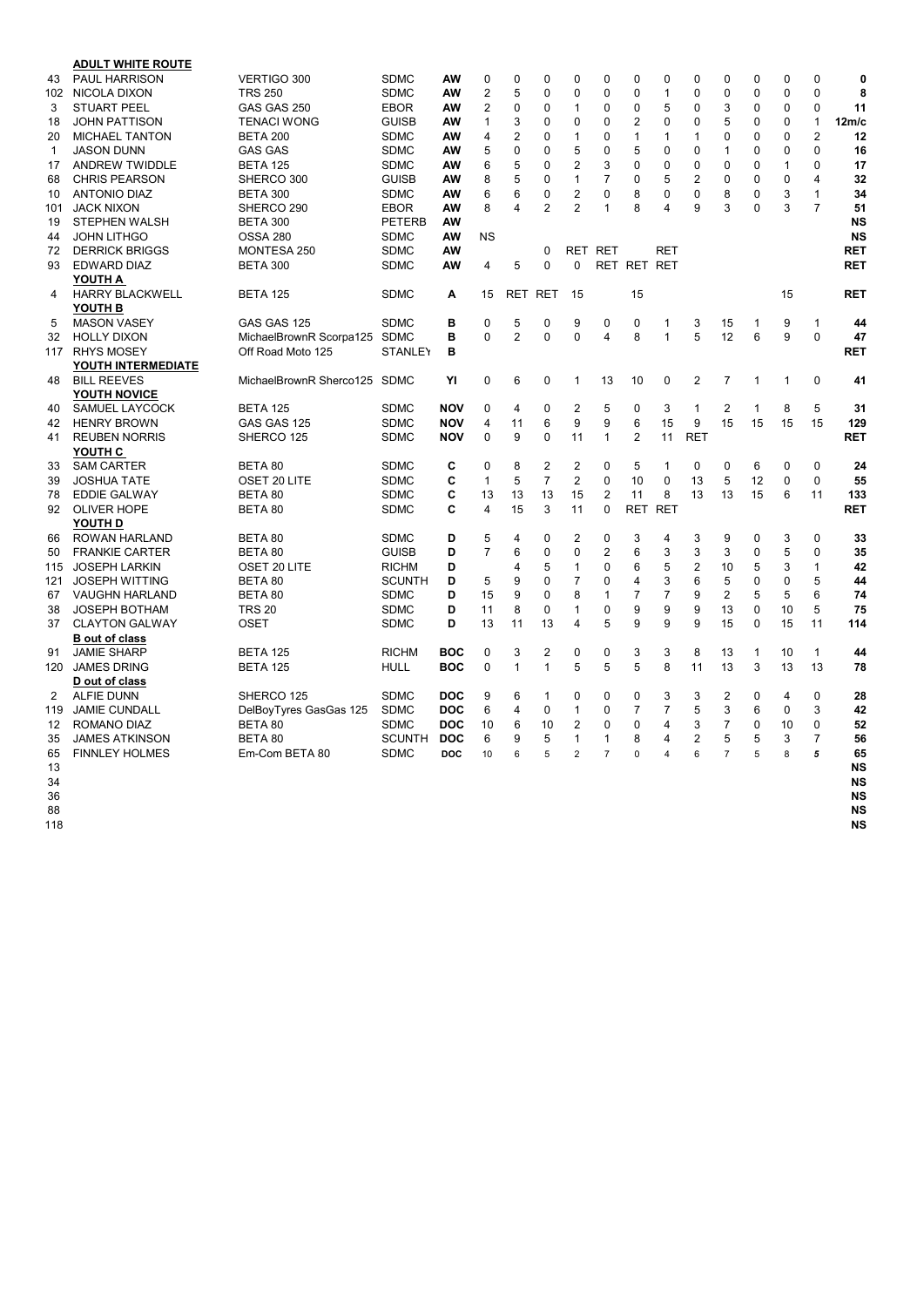| | | | | | | | | | | | | | | | | | |
|---|---|---|---|---|---|---|---|---|---|---|---|---|---|---|---|---|---|
| | **ADULT WHITE ROUTE** | | | | | | | | | | | | | | | | |
| 43 | PAUL HARRISON | VERTIGO 300 | SDMC | **AW** | 0 | 0 | 0 | 0 | 0 | 0 | 0 | 0 | 0 | 0 | 0 | 0 | **0** |
| 102 | NICOLA DIXON | TRS 250 | SDMC | **AW** | 2 | 5 | 0 | 0 | 0 | 0 | 1 | 0 | 0 | 0 | 0 | 0 | **8** |
| 3 | STUART PEEL | GAS GAS 250 | EBOR | **AW** | 2 | 0 | 0 | 1 | 0 | 0 | 5 | 0 | 3 | 0 | 0 | 0 | **11** |
| 18 | JOHN PATTISON | TENACI WONG | GUISB | **AW** | 1 | 3 | 0 | 0 | 0 | 2 | 0 | 0 | 5 | 0 | 0 | 1 | **12m/c** |
| 20 | MICHAEL TANTON | BETA 200 | SDMC | **AW** | 4 | 2 | 0 | 1 | 0 | 1 | 1 | 1 | 0 | 0 | 0 | 2 | **12** |
| 1 | JASON DUNN | GAS GAS | SDMC | **AW** | 5 | 0 | 0 | 5 | 0 | 5 | 0 | 0 | 1 | 0 | 0 | 0 | **16** |
| 17 | ANDREW TWIDDLE | BETA 125 | SDMC | **AW** | 6 | 5 | 0 | 2 | 3 | 0 | 0 | 0 | 0 | 0 | 1 | 0 | **17** |
| 68 | CHRIS PEARSON | SHERCO 300 | GUISB | **AW** | 8 | 5 | 0 | 1 | 7 | 0 | 5 | 2 | 0 | 0 | 0 | 4 | **32** |
| 10 | ANTONIO DIAZ | BETA 300 | SDMC | **AW** | 6 | 6 | 0 | 2 | 0 | 8 | 0 | 0 | 8 | 0 | 3 | 1 | **34** |
| 101 | JACK NIXON | SHERCO 290 | EBOR | **AW** | 8 | 4 | 2 | 2 | 1 | 8 | 4 | 9 | 3 | 0 | 3 | 7 | **51** |
| 19 | STEPHEN WALSH | BETA 300 | PETERB | **AW** | | | | | | | | | | | | | **NS** |
| 44 | JOHN LITHGO | OSSA 280 | SDMC | **AW** | NS | | | | | | | | | | | | **NS** |
| 72 | DERRICK BRIGGS | MONTESA 250 | SDMC | **AW** | | | 0 | RET | RET | | RET | | | | | | **RET** |
| 93 | EDWARD DIAZ | BETA 300 | SDMC | **AW** | 4 | 5 | 0 | 0 | RET | RET | RET | | | | | | **RET** |
| | **YOUTH A** | | | | | | | | | | | | | | | | |
| 4 | HARRY BLACKWELL | BETA 125 | SDMC | **A** | 15 | RET | RET | 15 | | 15 | | | | | 15 | | **RET** |
| | **YOUTH B** | | | | | | | | | | | | | | | | |
| 5 | MASON VASEY | GAS GAS 125 | SDMC | **B** | 0 | 5 | 0 | 9 | 0 | 0 | 1 | 3 | 15 | 1 | 9 | 1 | **44** |
| 32 | HOLLY DIXON | MichaelBrownR Scorpa125 | SDMC | **B** | 0 | 2 | 0 | 0 | 4 | 8 | 1 | 5 | 12 | 6 | 9 | 0 | **47** |
| 117 | RHYS MOSEY | Off Road Moto 125 | STANLEY | **B** | | | | | | | | | | | | | **RET** |
| | **YOUTH INTERMEDIATE** | | | | | | | | | | | | | | | | |
| 48 | BILL REEVES | MichaelBrownR Sherco125 | SDMC | **YI** | 0 | 6 | 0 | 1 | 13 | 10 | 0 | 2 | 7 | 1 | 1 | 0 | **41** |
| | **YOUTH NOVICE** | | | | | | | | | | | | | | | | |
| 40 | SAMUEL LAYCOCK | BETA 125 | SDMC | **NOV** | 0 | 4 | 0 | 2 | 5 | 0 | 3 | 1 | 2 | 1 | 8 | 5 | **31** |
| 42 | HENRY BROWN | GAS GAS 125 | SDMC | **NOV** | 4 | 11 | 6 | 9 | 9 | 6 | 15 | 9 | 15 | 15 | 15 | 15 | **129** |
| 41 | REUBEN NORRIS | SHERCO 125 | SDMC | **NOV** | 0 | 9 | 0 | 11 | 1 | 2 | 11 | RET | | | | | **RET** |
| | **YOUTH C** | | | | | | | | | | | | | | | | |
| 33 | SAM CARTER | BETA 80 | SDMC | **C** | 0 | 8 | 2 | 2 | 0 | 5 | 1 | 0 | 0 | 6 | 0 | 0 | **24** |
| 39 | JOSHUA TATE | OSET 20 LITE | SDMC | **C** | 1 | 5 | 7 | 2 | 0 | 10 | 0 | 13 | 5 | 12 | 0 | 0 | **55** |
| 78 | EDDIE GALWAY | BETA 80 | SDMC | **C** | 13 | 13 | 13 | 15 | 2 | 11 | 8 | 13 | 13 | 15 | 6 | 11 | **133** |
| 92 | OLIVER HOPE | BETA 80 | SDMC | **C** | 4 | 15 | 3 | 11 | 0 | RET | RET | | | | | | **RET** |
| | **YOUTH D** | | | | | | | | | | | | | | | | |
| 66 | ROWAN HARLAND | BETA 80 | SDMC | **D** | 5 | 4 | 0 | 2 | 0 | 3 | 4 | 3 | 9 | 0 | 3 | 0 | **33** |
| 50 | FRANKIE CARTER | BETA 80 | GUISB | **D** | 7 | 6 | 0 | 0 | 2 | 6 | 3 | 3 | 3 | 0 | 5 | 0 | **35** |
| 115 | JOSEPH LARKIN | OSET 20 LITE | RICHM | **D** | | 4 | 5 | 1 | 0 | 6 | 5 | 2 | 10 | 5 | 3 | 1 | **42** |
| 121 | JOSEPH WITTING | BETA 80 | SCUNTH | **D** | 5 | 9 | 0 | 7 | 0 | 4 | 3 | 6 | 5 | 0 | 0 | 5 | **44** |
| 67 | VAUGHN HARLAND | BETA 80 | SDMC | **D** | 15 | 9 | 0 | 8 | 1 | 7 | 7 | 9 | 2 | 5 | 5 | 6 | **74** |
| 38 | JOSEPH BOTHAM | TRS 20 | SDMC | **D** | 11 | 8 | 0 | 1 | 0 | 9 | 9 | 9 | 13 | 0 | 10 | 5 | **75** |
| 37 | CLAYTON GALWAY | OSET | SDMC | **D** | 13 | 11 | 13 | 4 | 5 | 9 | 9 | 9 | 15 | 0 | 15 | 11 | **114** |
| | **B out of class** | | | | | | | | | | | | | | | | |
| 91 | JAMIE SHARP | BETA 125 | RICHM | **BOC** | 0 | 3 | 2 | 0 | 0 | 3 | 3 | 8 | 13 | 1 | 10 | 1 | **44** |
| 120 | JAMES DRING | BETA 125 | HULL | **BOC** | 0 | 1 | 1 | 5 | 5 | 5 | 8 | 11 | 13 | 3 | 13 | 13 | **78** |
| | **D out of class** | | | | | | | | | | | | | | | | |
| 2 | ALFIE DUNN | SHERCO 125 | SDMC | **DOC** | 9 | 6 | 1 | 0 | 0 | 0 | 3 | 3 | 2 | 0 | 4 | 0 | **28** |
| 119 | JAMIE CUNDALL | DelBoyTyres GasGas 125 | SDMC | **DOC** | 6 | 4 | 0 | 1 | 0 | 7 | 7 | 5 | 3 | 6 | 0 | 3 | **42** |
| 12 | ROMANO DIAZ | BETA 80 | SDMC | **DOC** | 10 | 6 | 10 | 2 | 0 | 0 | 4 | 3 | 7 | 0 | 10 | 0 | **52** |
| 35 | JAMES ATKINSON | BETA 80 | SCUNTH | **DOC** | 6 | 9 | 5 | 1 | 1 | 8 | 4 | 2 | 5 | 5 | 3 | 7 | **56** |
| 65 | FINNLEY HOLMES | Em-Com BETA 80 | SDMC | **DOC** | 10 | 6 | 5 | 2 | 7 | 0 | 4 | 6 | 7 | 5 | 8 | 5 | **65** |
| 13 | | | | | | | | | | | | | | | | | **NS** |
| 34 | | | | | | | | | | | | | | | | | **NS** |
| 36 | | | | | | | | | | | | | | | | | **NS** |
| 88 | | | | | | | | | | | | | | | | | **NS** |
| 118 | | | | | | | | | | | | | | | | | **NS** |